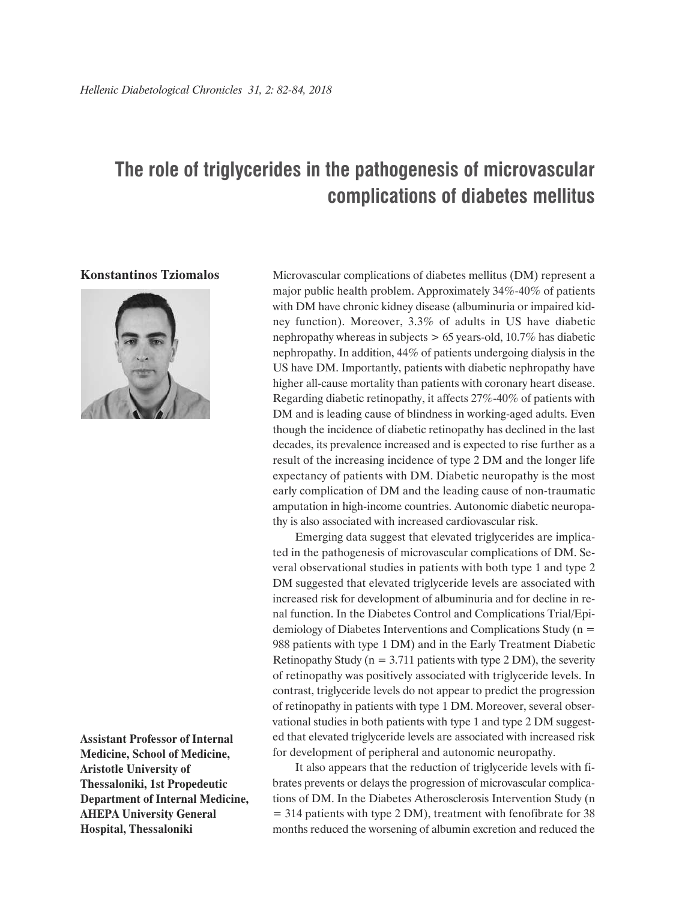# The role of triglycerides in the pathogenesis of microvascular complications of diabetes mellitus

**Konstantinos Tziomalos**

**Assistant Professor of Internal Medicine, School of Medicine, Aristotle University of Thessaloniki, 1st Propedeutic Department of Internal Medicine, AHEPA University General Hospital, Thessaloniki**

Microvascular complications of diabetes mellitus (DM) represent a major public health problem. Approximately 34%-40% of patients with DM have chronic kidney disease (albuminuria or impaired kidney function). Moreover, 3.3% of adults in US have diabetic nephropathy whereas in subjects > 65 years-old, 10.7% has diabetic nephropathy. In addition, 44% of patients undergoing dialysis in the US have DM. Importantly, patients with diabetic nephropathy have higher all-cause mortality than patients with coronary heart disease. Regarding diabetic retinopathy, it affects 27%-40% of patients with DM and is leading cause of blindness in working-aged adults. Even though the incidence of diabetic retinopathy has declined in the last decades, its prevalence increased and is expected to rise further as a result of the increasing incidence of type 2 DM and the longer life expectancy of patients with DM. Diabetic neuropathy is the most early complication of DM and the leading cause of non-traumatic amputation in high-income countries. Autonomic diabetic neuropathy is also associated with increased cardiovascular risk.

Emerging data suggest that elevated triglycerides are implicated in the pathogenesis of microvascular complications of DM. Several observational studies in patients with both type 1 and type 2 DM suggested that elevated triglyceride levels are associated with increased risk for development of albuminuria and for decline in renal function. In the Diabetes Control and Complications Trial/Epidemiology of Diabetes Interventions and Complications Study (n = 988 patients with type 1 DM) and in the Early Treatment Diabetic Retinopathy Study (n = 3.711 patients with type 2 DM), the severity of retinopathy was positively associated with triglyceride levels. In contrast, triglyceride levels do not appear to predict the progression of retinopathy in patients with type 1 DM. Moreover, several observational studies in both patients with type 1 and type 2 DM suggested that elevated triglyceride levels are associated with increased risk for development of peripheral and autonomic neuropathy.

It also appears that the reduction of triglyceride levels with fibrates prevents or delays the progression of microvascular complications of DM. In the Diabetes Atherosclerosis Intervention Study (n = 314 patients with type 2 DM), treatment with fenofibrate for 38 months reduced the worsening of albumin excretion and reduced the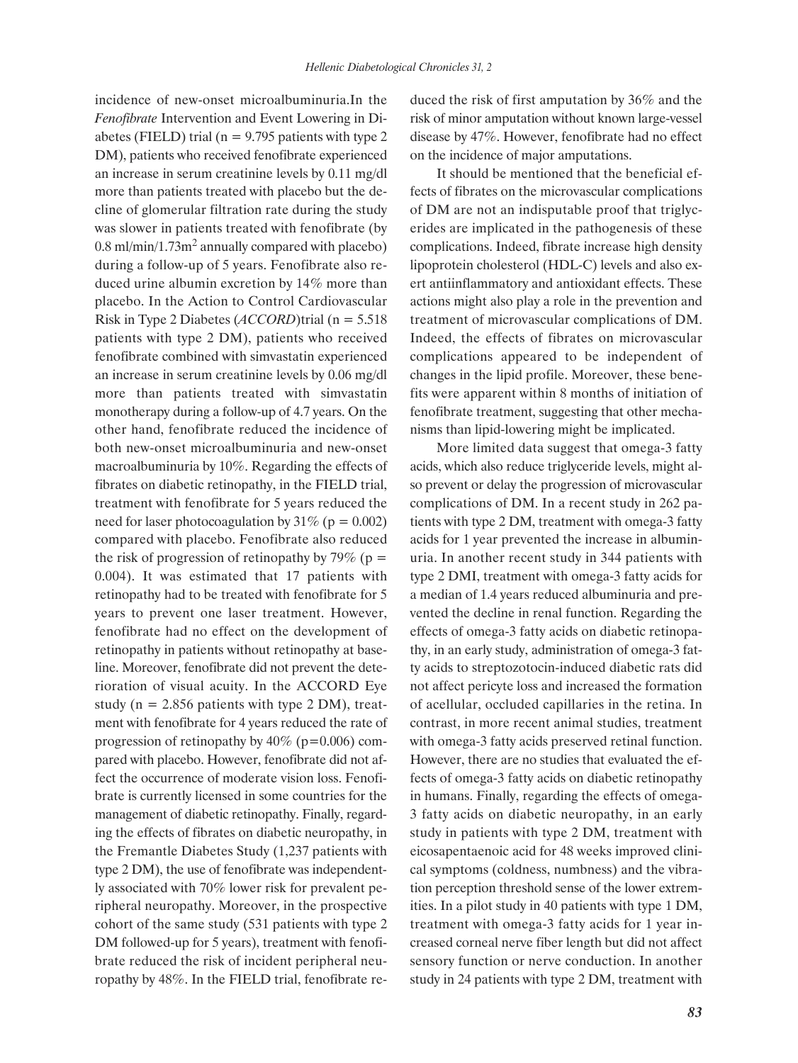incidence of new-onset microalbuminuria.In the *Fenofibrate* Intervention and Event Lowering in Diabetes (FIELD) trial (n = 9.795 patients with type 2 DM), patients who received fenofibrate experienced an increase in serum creatinine levels by 0.11 mg/dl more than patients treated with placebo but the decline of glomerular filtration rate during the study was slower in patients treated with fenofibrate (by 0.8 ml/min/1.73m$^2$ annually compared with placebo) during a follow-up of 5 years. Fenofibrate also reduced urine albumin excretion by 14% more than placebo. In the Action to Control Cardiovascular Risk in Type 2 Diabetes (*ACCORD*)trial (n = 5.518 patients with type 2 DM), patients who received fenofibrate combined with simvastatin experienced an increase in serum creatinine levels by 0.06 mg/dl more than patients treated with simvastatin monotherapy during a follow-up of 4.7 years. On the other hand, fenofibrate reduced the incidence of both new-onset microalbuminuria and new-onset macroalbuminuria by 10%. Regarding the effects of fibrates on diabetic retinopathy, in the FIELD trial, treatment with fenofibrate for 5 years reduced the need for laser photocoagulation by 31% ($p = 0.002$) compared with placebo. Fenofibrate also reduced the risk of progression of retinopathy by 79% ($p = 0.004$). It was estimated that 17 patients with retinopathy had to be treated with fenofibrate for 5 years to prevent one laser treatment. However, fenofibrate had no effect on the development of retinopathy in patients without retinopathy at baseline. Moreover, fenofibrate did not prevent the deterioration of visual acuity. In the ACCORD Eye study (n = 2.856 patients with type 2 DM), treatment with fenofibrate for 4 years reduced the rate of progression of retinopathy by 40% ($p=0.006$) compared with placebo. However, fenofibrate did not affect the occurrence of moderate vision loss. Fenofibrate is currently licensed in some countries for the management of diabetic retinopathy. Finally, regarding the effects of fibrates on diabetic neuropathy, in the Fremantle Diabetes Study (1,237 patients with type 2 DM), the use of fenofibrate was independently associated with 70% lower risk for prevalent peripheral neuropathy. Moreover, in the prospective cohort of the same study (531 patients with type 2 DM followed-up for 5 years), treatment with fenofibrate reduced the risk of incident peripheral neuropathy by 48%. In the FIELD trial, fenofibrate reduced the risk of first amputation by 36% and the risk of minor amputation without known large-vessel disease by 47%. However, fenofibrate had no effect on the incidence of major amputations.

It should be mentioned that the beneficial effects of fibrates on the microvascular complications of DM are not an indisputable proof that triglycerides are implicated in the pathogenesis of these complications. Indeed, fibrate increase high density lipoprotein cholesterol (HDL-C) levels and also exert antiinflammatory and antioxidant effects. These actions might also play a role in the prevention and treatment of microvascular complications of DM. Indeed, the effects of fibrates on microvascular complications appeared to be independent of changes in the lipid profile. Moreover, these benefits were apparent within 8 months of initiation of fenofibrate treatment, suggesting that other mechanisms than lipid-lowering might be implicated.

More limited data suggest that omega-3 fatty acids, which also reduce triglyceride levels, might also prevent or delay the progression of microvascular complications of DM. In a recent study in 262 patients with type 2 DM, treatment with omega-3 fatty acids for 1 year prevented the increase in albuminuria. In another recent study in 344 patients with type 2 DMI, treatment with omega-3 fatty acids for a median of 1.4 years reduced albuminuria and prevented the decline in renal function. Regarding the effects of omega-3 fatty acids on diabetic retinopathy, in an early study, administration of omega-3 fatty acids to streptozotocin-induced diabetic rats did not affect pericyte loss and increased the formation of acellular, occluded capillaries in the retina. In contrast, in more recent animal studies, treatment with omega-3 fatty acids preserved retinal function. However, there are no studies that evaluated the effects of omega-3 fatty acids on diabetic retinopathy in humans. Finally, regarding the effects of omega-3 fatty acids on diabetic neuropathy, in an early study in patients with type 2 DM, treatment with eicosapentaenoic acid for 48 weeks improved clinical symptoms (coldness, numbness) and the vibration perception threshold sense of the lower extremities. In a pilot study in 40 patients with type 1 DM, treatment with omega-3 fatty acids for 1 year increased corneal nerve fiber length but did not affect sensory function or nerve conduction. In another study in 24 patients with type 2 DM, treatment with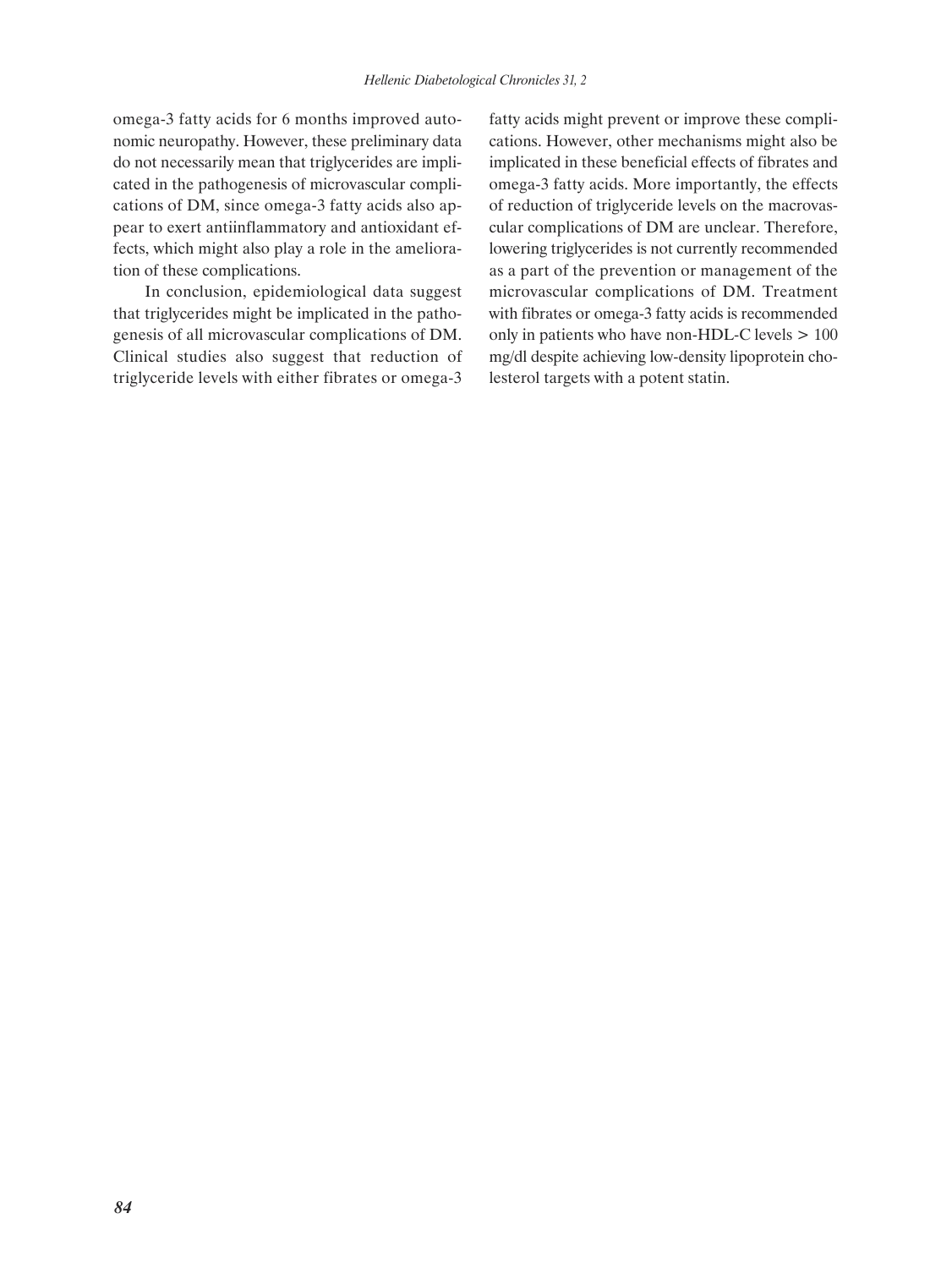omega-3 fatty acids for 6 months improved autonomic neuropathy. However, these preliminary data do not necessarily mean that triglycerides are implicated in the pathogenesis of microvascular complications of DM, since omega-3 fatty acids also appear to exert antiinflammatory and antioxidant effects, which might also play a role in the amelioration of these complications.

In conclusion, epidemiological data suggest that triglycerides might be implicated in the pathogenesis of all microvascular complications of DM. Clinical studies also suggest that reduction of triglyceride levels with either fibrates or omega-3 fatty acids might prevent or improve these complications. However, other mechanisms might also be implicated in these beneficial effects of fibrates and omega-3 fatty acids. More importantly, the effects of reduction of triglyceride levels on the macrovascular complications of DM are unclear. Therefore, lowering triglycerides is not currently recommended as a part of the prevention or management of the microvascular complications of DM. Treatment with fibrates or omega-3 fatty acids is recommended only in patients who have non-HDL-C levels > 100 mg/dl despite achieving low-density lipoprotein cholesterol targets with a potent statin.